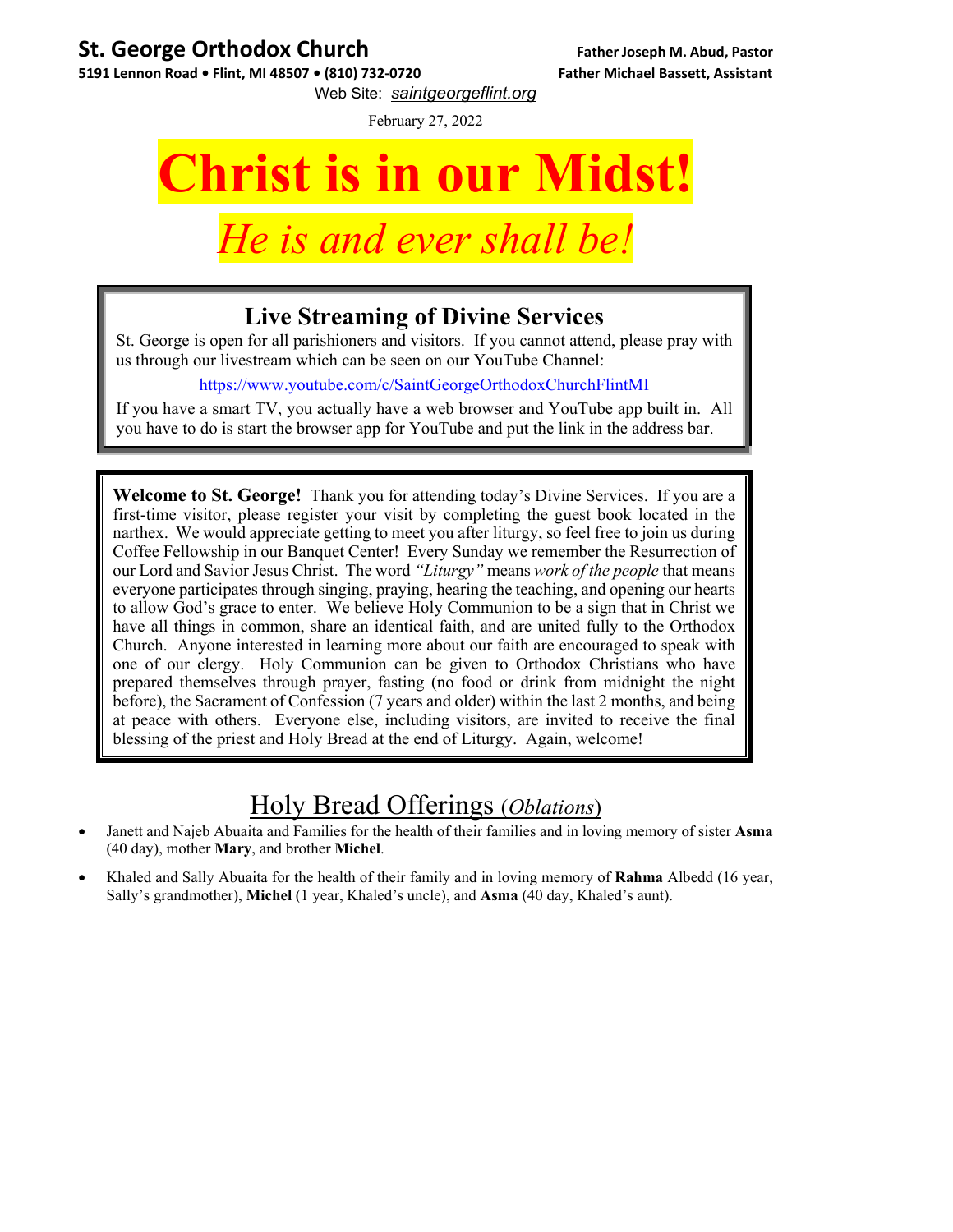**St. George Orthodox Church**
**5191 Lennon Road • Flint, MI 48507 • (810) 732-0720**

**Father Joseph M. Abud, Pastor**
**Father Michael Bassett, Assistant**

Web Site: *saintgeorgeflint.org*

February 27, 2022

# Christ is in our Midst!

## *He is and ever shall be!*

### Live Streaming of Divine Services

St. George is open for all parishioners and visitors. If you cannot attend, please pray with us through our livestream which can be seen on our YouTube Channel:

https://www.youtube.com/c/SaintGeorgeOrthodoxChurchFlintMI

If you have a smart TV, you actually have a web browser and YouTube app built in. All you have to do is start the browser app for YouTube and put the link in the address bar.

**Welcome to St. George!** Thank you for attending today's Divine Services. If you are a first-time visitor, please register your visit by completing the guest book located in the narthex. We would appreciate getting to meet you after liturgy, so feel free to join us during Coffee Fellowship in our Banquet Center! Every Sunday we remember the Resurrection of our Lord and Savior Jesus Christ. The word *"Liturgy"* means *work of the people* that means everyone participates through singing, praying, hearing the teaching, and opening our hearts to allow God's grace to enter. We believe Holy Communion to be a sign that in Christ we have all things in common, share an identical faith, and are united fully to the Orthodox Church. Anyone interested in learning more about our faith are encouraged to speak with one of our clergy. Holy Communion can be given to Orthodox Christians who have prepared themselves through prayer, fasting (no food or drink from midnight the night before), the Sacrament of Confession (7 years and older) within the last 2 months, and being at peace with others. Everyone else, including visitors, are invited to receive the final blessing of the priest and Holy Bread at the end of Liturgy. Again, welcome!

## Holy Bread Offerings (*Oblations*)

- Janett and Najeb Abuaita and Families for the health of their families and in loving memory of sister **Asma** (40 day), mother **Mary**, and brother **Michel**.
- Khaled and Sally Abuaita for the health of their family and in loving memory of **Rahma** Albedd (16 year, Sally's grandmother), **Michel** (1 year, Khaled's uncle), and **Asma** (40 day, Khaled's aunt).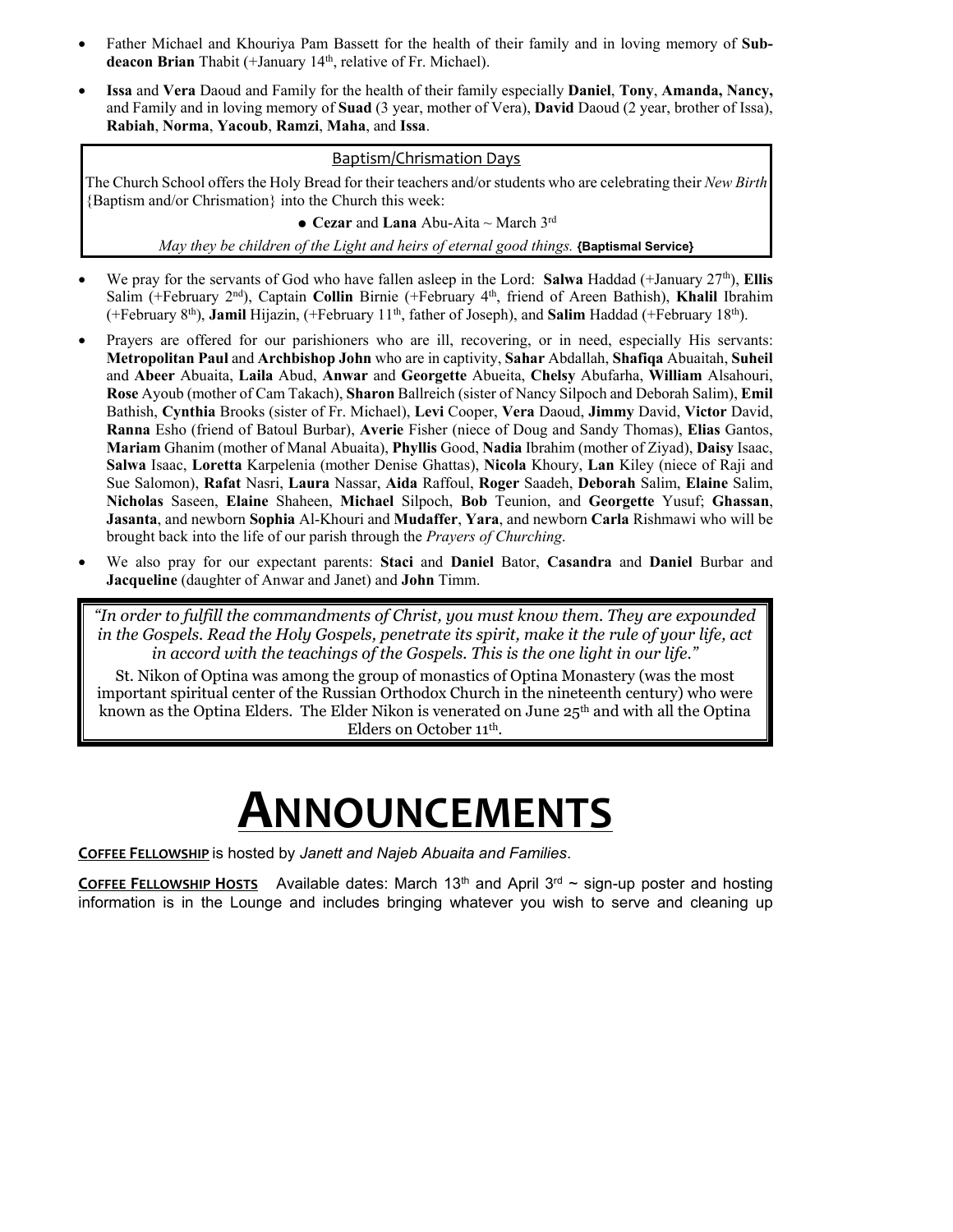- Father Michael and Khouriya Pam Bassett for the health of their family and in loving memory of **Sub-deacon Brian** Thabit (+January 14th, relative of Fr. Michael).
- **Issa** and **Vera** Daoud and Family for the health of their family especially **Daniel**, **Tony**, **Amanda, Nancy,** and Family and in loving memory of **Suad** (3 year, mother of Vera), **David** Daoud (2 year, brother of Issa), **Rabiah**, **Norma**, **Yacoub**, **Ramzi**, **Maha**, and **Issa**.

### Baptism/Chrismation Days

The Church School offers the Holy Bread for their teachers and/or students who are celebrating their *New Birth* {Baptism and/or Chrismation} into the Church this week:

- **Cezar** and **Lana** Abu-Aita ~ March 3rd

*May they be children of the Light and heirs of eternal good things.* **{Baptismal Service}**

- We pray for the servants of God who have fallen asleep in the Lord: **Salwa** Haddad (+January 27th), **Ellis** Salim (+February 2nd), Captain **Collin** Birnie (+February 4th, friend of Areen Bathish), **Khalil** Ibrahim (+February 8th), **Jamil** Hijazin, (+February 11th, father of Joseph), and **Salim** Haddad (+February 18th).
- Prayers are offered for our parishioners who are ill, recovering, or in need, especially His servants: **Metropolitan Paul** and **Archbishop John** who are in captivity, **Sahar** Abdallah, **Shafiqa** Abuaitah, **Suheil** and **Abeer** Abuaita, **Laila** Abud, **Anwar** and **Georgette** Abueita, **Chelsy** Abufarha, **William** Alsahouri, **Rose** Ayoub (mother of Cam Takach), **Sharon** Ballreich (sister of Nancy Silpoch and Deborah Salim), **Emil** Bathish, **Cynthia** Brooks (sister of Fr. Michael), **Levi** Cooper, **Vera** Daoud, **Jimmy** David, **Victor** David, **Ranna** Esho (friend of Batoul Burbar), **Averie** Fisher (niece of Doug and Sandy Thomas), **Elias** Gantos, **Mariam** Ghanim (mother of Manal Abuaita), **Phyllis** Good, **Nadia** Ibrahim (mother of Ziyad), **Daisy** Isaac, **Salwa** Isaac, **Loretta** Karpelenia (mother Denise Ghattas), **Nicola** Khoury, **Lan** Kiley (niece of Raji and Sue Salomon), **Rafat** Nasri, **Laura** Nassar, **Aida** Raffoul, **Roger** Saadeh, **Deborah** Salim, **Elaine** Salim, **Nicholas** Saseen, **Elaine** Shaheen, **Michael** Silpoch, **Bob** Teunion, and **Georgette** Yusuf; **Ghassan**, **Jasanta**, and newborn **Sophia** Al-Khouri and **Mudaffer**, **Yara**, and newborn **Carla** Rishmawi who will be brought back into the life of our parish through the *Prayers of Churching*.
- We also pray for our expectant parents: **Staci** and **Daniel** Bator, **Casandra** and **Daniel** Burbar and **Jacqueline** (daughter of Anwar and Janet) and **John** Timm.

*"In order to fulfill the commandments of Christ, you must know them. They are expounded in the Gospels. Read the Holy Gospels, penetrate its spirit, make it the rule of your life, act in accord with the teachings of the Gospels. This is the one light in our life."*

St. Nikon of Optina was among the group of monastics of Optina Monastery (was the most important spiritual center of the Russian Orthodox Church in the nineteenth century) who were known as the Optina Elders. The Elder Nikon is venerated on June 25th and with all the Optina Elders on October 11th.

# ANNOUNCEMENTS

**COFFEE FELLOWSHIP** is hosted by *Janett and Najeb Abuaita and Families*.

**COFFEE FELLOWSHIP HOSTS** Available dates: March 13th and April 3rd ~ sign-up poster and hosting information is in the Lounge and includes bringing whatever you wish to serve and cleaning up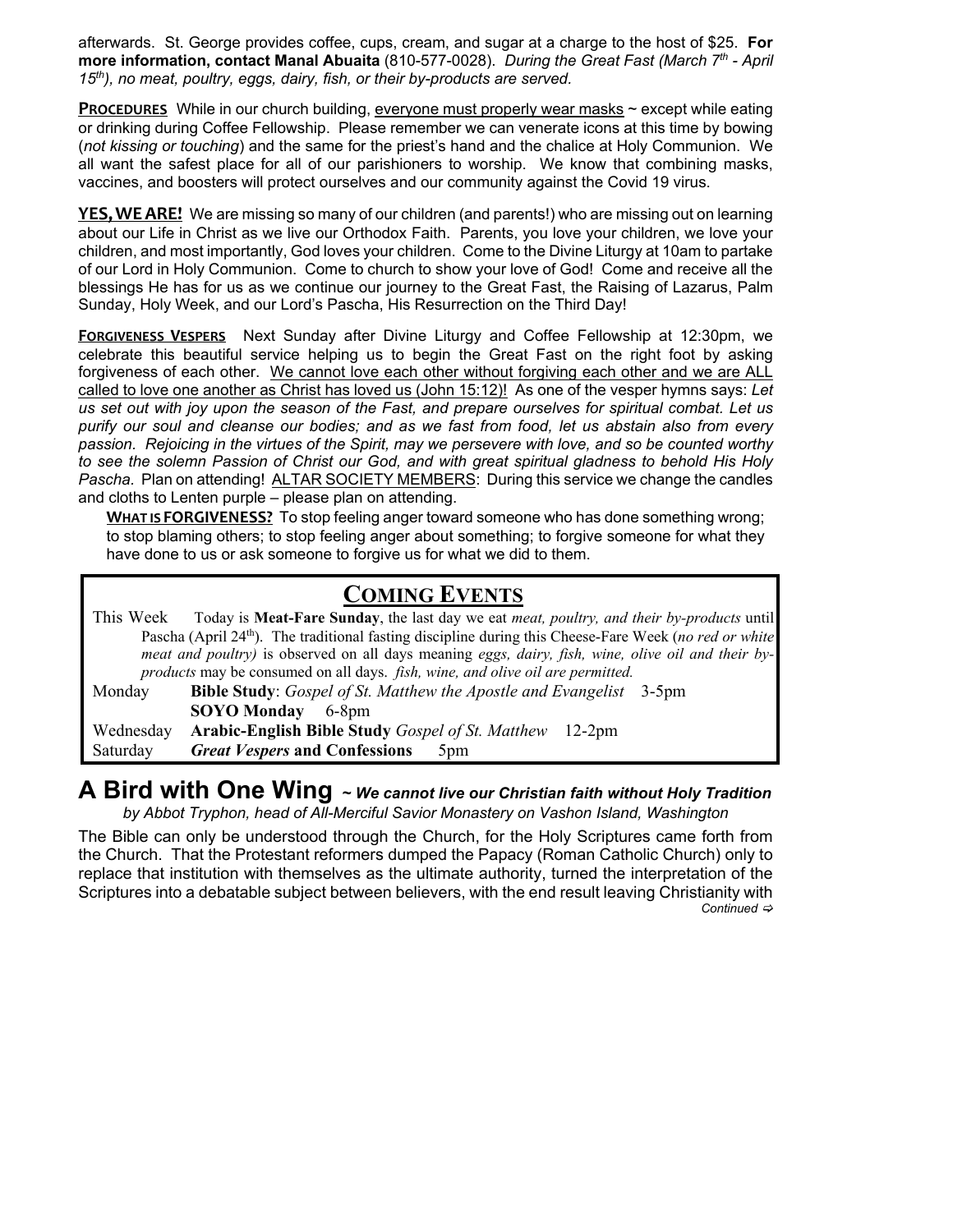afterwards. St. George provides coffee, cups, cream, and sugar at a charge to the host of $25. **For more information, contact Manal Abuaita** (810-577-0028). *During the Great Fast (March 7th - April 15th), no meat, poultry, eggs, dairy, fish, or their by-products are served.*

**PROCEDURES** While in our church building, everyone must properly wear masks ~ except while eating or drinking during Coffee Fellowship. Please remember we can venerate icons at this time by bowing (*not kissing or touching*) and the same for the priest's hand and the chalice at Holy Communion. We all want the safest place for all of our parishioners to worship. We know that combining masks, vaccines, and boosters will protect ourselves and our community against the Covid 19 virus.

**YES, WE ARE!** We are missing so many of our children (and parents!) who are missing out on learning about our Life in Christ as we live our Orthodox Faith. Parents, you love your children, we love your children, and most importantly, God loves your children. Come to the Divine Liturgy at 10am to partake of our Lord in Holy Communion. Come to church to show your love of God! Come and receive all the blessings He has for us as we continue our journey to the Great Fast, the Raising of Lazarus, Palm Sunday, Holy Week, and our Lord's Pascha, His Resurrection on the Third Day!

**FORGIVENESS VESPERS** Next Sunday after Divine Liturgy and Coffee Fellowship at 12:30pm, we celebrate this beautiful service helping us to begin the Great Fast on the right foot by asking forgiveness of each other. We cannot love each other without forgiving each other and we are ALL called to love one another as Christ has loved us (John 15:12)! As one of the vesper hymns says: *Let us set out with joy upon the season of the Fast, and prepare ourselves for spiritual combat. Let us purify our soul and cleanse our bodies; and as we fast from food, let us abstain also from every passion. Rejoicing in the virtues of the Spirit, may we persevere with love, and so be counted worthy to see the solemn Passion of Christ our God, and with great spiritual gladness to behold His Holy Pascha.* Plan on attending! ALTAR SOCIETY MEMBERS: During this service we change the candles and cloths to Lenten purple – please plan on attending.

**WHAT IS FORGIVENESS?** To stop feeling anger toward someone who has done something wrong; to stop blaming others; to stop feeling anger about something; to forgive someone for what they have done to us or ask someone to forgive us for what we did to them.

## COMING EVENTS

This Week — Today is **Meat-Fare Sunday**, the last day we eat *meat, poultry, and their by-products* until Pascha (April 24th). The traditional fasting discipline during this Cheese-Fare Week (*no red or white meat and poultry)* is observed on all days meaning *eggs, dairy, fish, wine, olive oil and their by-products* may be consumed on all days. *fish, wine, and olive oil are permitted.*

| | |
|---|---|
| Monday | **Bible Study**: *Gospel of St. Matthew the Apostle and Evangelist* 3-5pm |
| | **SOYO Monday** 6-8pm |
| Wednesday | **Arabic-English Bible Study** *Gospel of St. Matthew* 12-2pm |
| Saturday | ***Great Vespers* and Confessions** 5pm |

# A Bird with One Wing *~ We cannot live our Christian faith without Holy Tradition*

*by Abbot Tryphon, head of All-Merciful Savior Monastery on Vashon Island, Washington*

The Bible can only be understood through the Church, for the Holy Scriptures came forth from the Church. That the Protestant reformers dumped the Papacy (Roman Catholic Church) only to replace that institution with themselves as the ultimate authority, turned the interpretation of the Scriptures into a debatable subject between believers, with the end result leaving Christianity with

*Continued ⇨*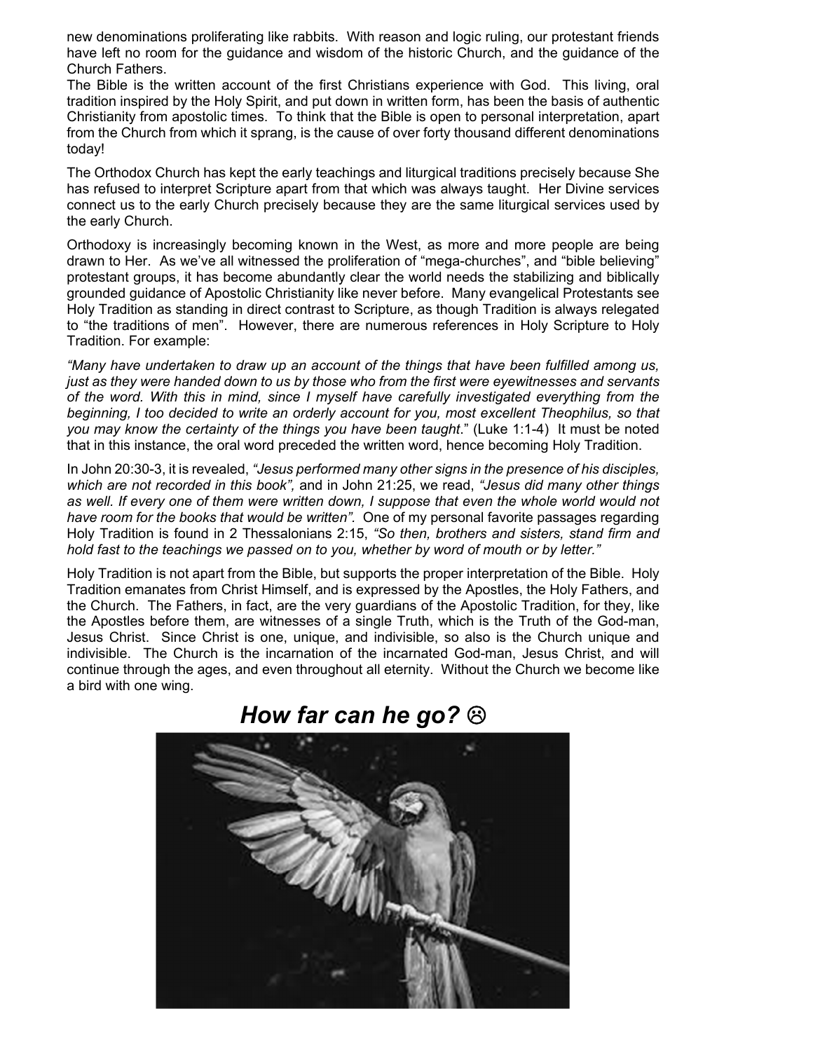new denominations proliferating like rabbits. With reason and logic ruling, our protestant friends have left no room for the guidance and wisdom of the historic Church, and the guidance of the Church Fathers.

The Bible is the written account of the first Christians experience with God. This living, oral tradition inspired by the Holy Spirit, and put down in written form, has been the basis of authentic Christianity from apostolic times. To think that the Bible is open to personal interpretation, apart from the Church from which it sprang, is the cause of over forty thousand different denominations today!

The Orthodox Church has kept the early teachings and liturgical traditions precisely because She has refused to interpret Scripture apart from that which was always taught. Her Divine services connect us to the early Church precisely because they are the same liturgical services used by the early Church.

Orthodoxy is increasingly becoming known in the West, as more and more people are being drawn to Her. As we've all witnessed the proliferation of "mega-churches", and "bible believing" protestant groups, it has become abundantly clear the world needs the stabilizing and biblically grounded guidance of Apostolic Christianity like never before. Many evangelical Protestants see Holy Tradition as standing in direct contrast to Scripture, as though Tradition is always relegated to "the traditions of men". However, there are numerous references in Holy Scripture to Holy Tradition. For example:

*"Many have undertaken to draw up an account of the things that have been fulfilled among us, just as they were handed down to us by those who from the first were eyewitnesses and servants of the word. With this in mind, since I myself have carefully investigated everything from the beginning, I too decided to write an orderly account for you, most excellent Theophilus, so that you may know the certainty of the things you have been taught*." (Luke 1:1-4) It must be noted that in this instance, the oral word preceded the written word, hence becoming Holy Tradition.

In John 20:30-3, it is revealed, *"Jesus performed many other signs in the presence of his disciples, which are not recorded in this book",* and in John 21:25, we read, *"Jesus did many other things as well. If every one of them were written down, I suppose that even the whole world would not have room for the books that would be written".* One of my personal favorite passages regarding Holy Tradition is found in 2 Thessalonians 2:15, *"So then, brothers and sisters, stand firm and hold fast to the teachings we passed on to you, whether by word of mouth or by letter."*

Holy Tradition is not apart from the Bible, but supports the proper interpretation of the Bible. Holy Tradition emanates from Christ Himself, and is expressed by the Apostles, the Holy Fathers, and the Church. The Fathers, in fact, are the very guardians of the Apostolic Tradition, for they, like the Apostles before them, are witnesses of a single Truth, which is the Truth of the God-man, Jesus Christ. Since Christ is one, unique, and indivisible, so also is the Church unique and indivisible. The Church is the incarnation of the incarnated God-man, Jesus Christ, and will continue through the ages, and even throughout all eternity. Without the Church we become like a bird with one wing.

## *How far can he go?* ☹